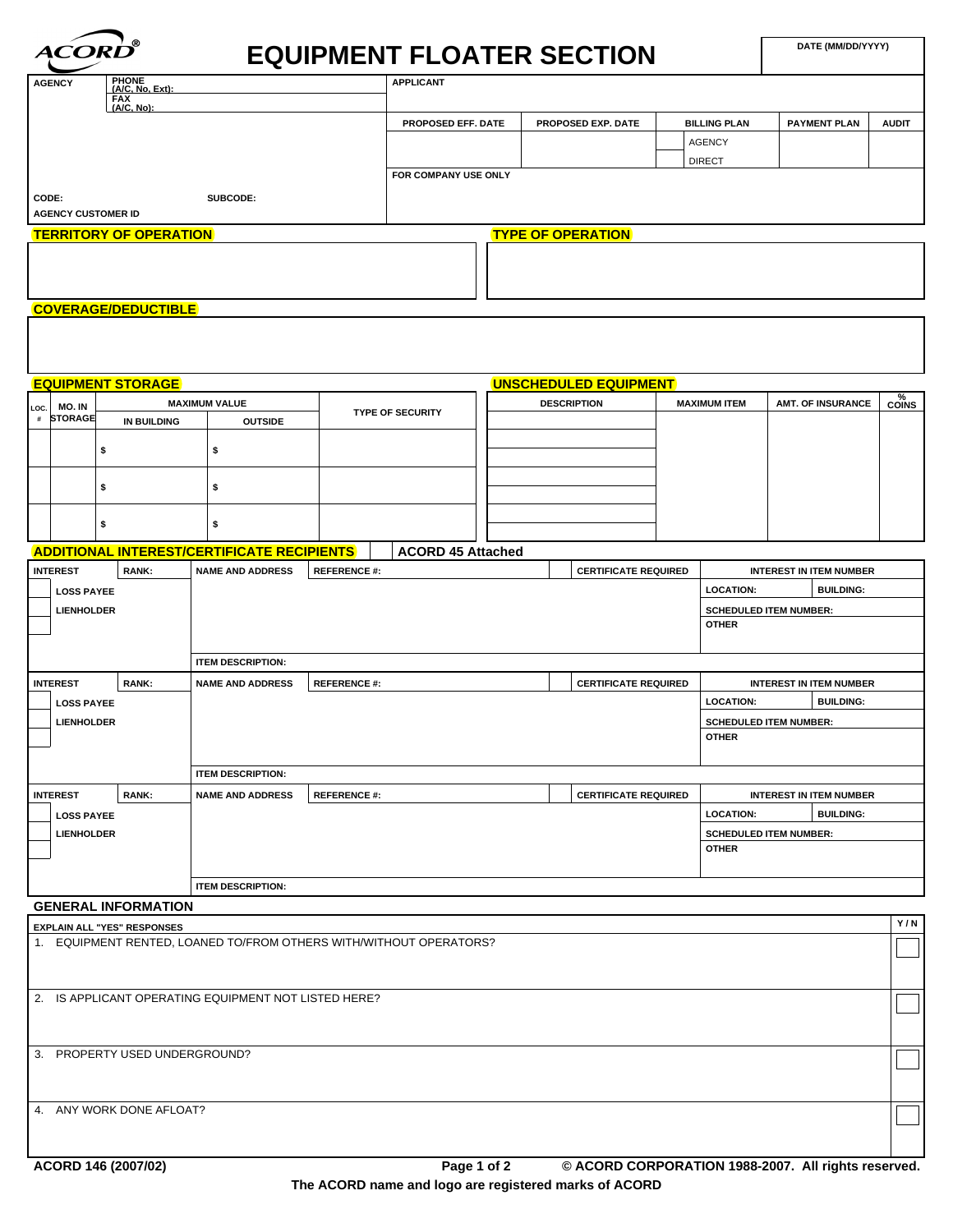ACORD®

# EQUIPMENT FLOATER SECTION

DATE (MM/DD/YYYY)

| AGENCY | PHONE (A/C, No, Ext): | APPLICANT | | | | |
|---|---|---|---|---|---|---|
| | FAX (A/C, No): | PROPOSED EFF. DATE | PROPOSED EXP. DATE | BILLING PLAN | PAYMENT PLAN | AUDIT |
| | | | | AGENCY | | |
| | | | | DIRECT | | |
| CODE: | SUBCODE: | FOR COMPANY USE ONLY | | | | |
| AGENCY CUSTOMER ID | | | | | | |

## TERRITORY OF OPERATION

## TYPE OF OPERATION

## COVERAGE/DEDUCTIBLE

## EQUIPMENT STORAGE

| LOC. # | MO. IN STORAGE | MAXIMUM VALUE | | TYPE OF SECURITY |
|---|---|---|---|---|
| | | IN BUILDING | OUTSIDE | |
| | | $ | $ | |
| | | $ | $ | |
| | | $ | $ | |

## UNSCHEDULED EQUIPMENT

| DESCRIPTION | MAXIMUM ITEM | AMT. OF INSURANCE | % COINS |
|---|---|---|---|
| | | | |
| | | | |
| | | | |
| | | | |
| | | | |
| | | | |
| | | | |

## ADDITIONAL INTEREST/CERTIFICATE RECIPIENTS

ACORD 45 Attached

| INTEREST | RANK: | NAME AND ADDRESS | REFERENCE #: | CERTIFICATE REQUIRED | INTEREST IN ITEM NUMBER | |
|---|---|---|---|---|---|---|
| LOSS PAYEE | | | | | LOCATION: | BUILDING: |
| LIENHOLDER | | | | | SCHEDULED ITEM NUMBER: | |
| | | | | | OTHER | |
| | | ITEM DESCRIPTION: | | | | |

| INTEREST | RANK: | NAME AND ADDRESS | REFERENCE #: | CERTIFICATE REQUIRED | INTEREST IN ITEM NUMBER | |
|---|---|---|---|---|---|---|
| LOSS PAYEE | | | | | LOCATION: | BUILDING: |
| LIENHOLDER | | | | | SCHEDULED ITEM NUMBER: | |
| | | | | | OTHER | |
| | | ITEM DESCRIPTION: | | | | |

| INTEREST | RANK: | NAME AND ADDRESS | REFERENCE #: | CERTIFICATE REQUIRED | INTEREST IN ITEM NUMBER | |
|---|---|---|---|---|---|---|
| LOSS PAYEE | | | | | LOCATION: | BUILDING: |
| LIENHOLDER | | | | | SCHEDULED ITEM NUMBER: | |
| | | | | | OTHER | |
| | | ITEM DESCRIPTION: | | | | |

## GENERAL INFORMATION

| EXPLAIN ALL "YES" RESPONSES | Y / N |
|---|---|
| 1. EQUIPMENT RENTED, LOANED TO/FROM OTHERS WITH/WITHOUT OPERATORS? | |
| 2. IS APPLICANT OPERATING EQUIPMENT NOT LISTED HERE? | |
| 3. PROPERTY USED UNDERGROUND? | |
| 4. ANY WORK DONE AFLOAT? | |

ACORD 146 (2007/02) © ACORD CORPORATION 1988-2007. All rights reserved.

The ACORD name and logo are registered marks of ACORD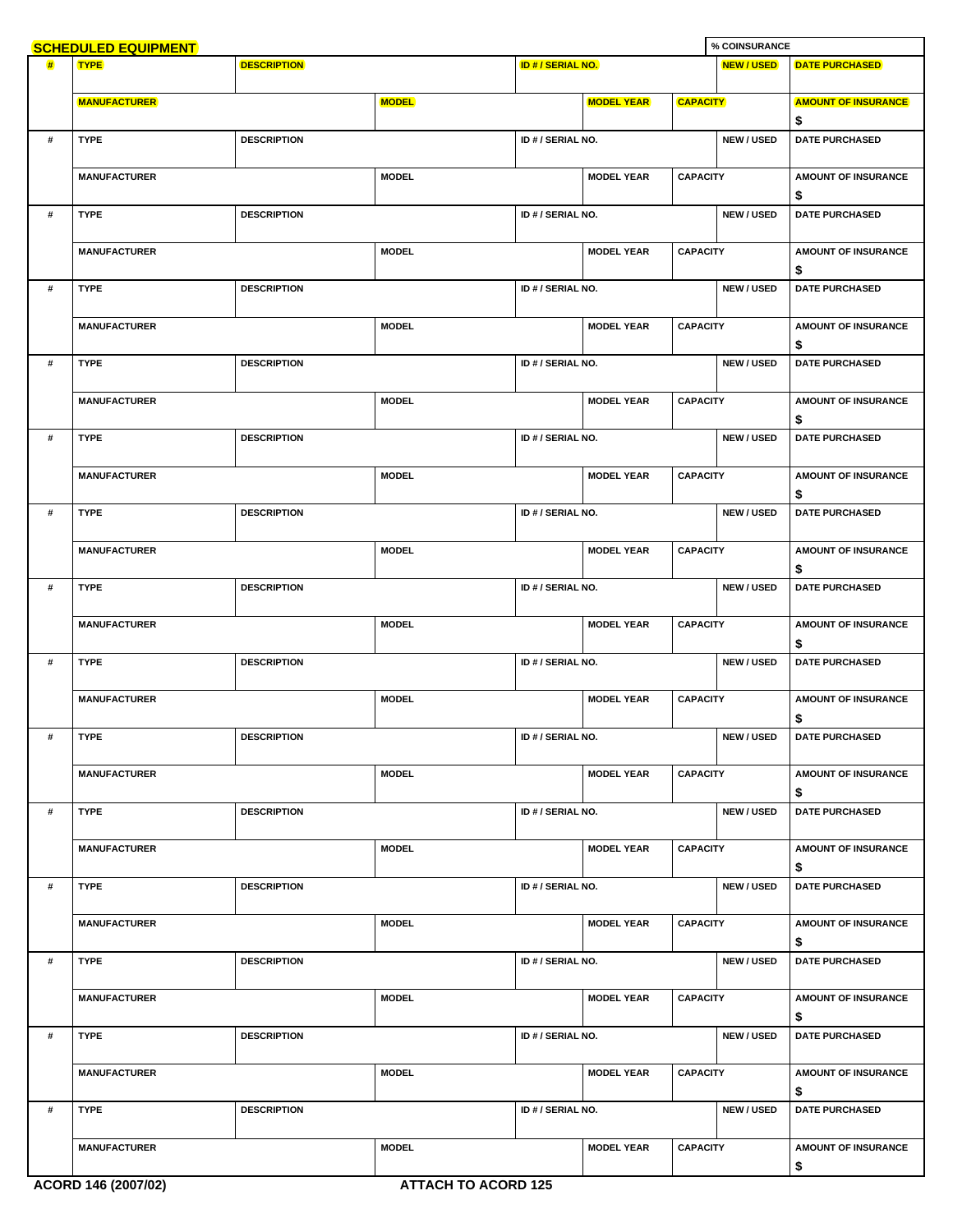## SCHEDULED EQUIPMENT

% COINSURANCE

| # | TYPE | DESCRIPTION | ID # / SERIAL NO. | NEW / USED | DATE PURCHASED |
|---|---|---|---|---|---|
| | MANUFACTURER | MODEL | MODEL YEAR | CAPACITY | AMOUNT OF INSURANCE $ |
| # | TYPE | DESCRIPTION | ID # / SERIAL NO. | NEW / USED | DATE PURCHASED |
| | MANUFACTURER | MODEL | MODEL YEAR | CAPACITY | AMOUNT OF INSURANCE $ |
| # | TYPE | DESCRIPTION | ID # / SERIAL NO. | NEW / USED | DATE PURCHASED |
| | MANUFACTURER | MODEL | MODEL YEAR | CAPACITY | AMOUNT OF INSURANCE $ |
| # | TYPE | DESCRIPTION | ID # / SERIAL NO. | NEW / USED | DATE PURCHASED |
| | MANUFACTURER | MODEL | MODEL YEAR | CAPACITY | AMOUNT OF INSURANCE $ |
| # | TYPE | DESCRIPTION | ID # / SERIAL NO. | NEW / USED | DATE PURCHASED |
| | MANUFACTURER | MODEL | MODEL YEAR | CAPACITY | AMOUNT OF INSURANCE $ |
| # | TYPE | DESCRIPTION | ID # / SERIAL NO. | NEW / USED | DATE PURCHASED |
| | MANUFACTURER | MODEL | MODEL YEAR | CAPACITY | AMOUNT OF INSURANCE $ |
| # | TYPE | DESCRIPTION | ID # / SERIAL NO. | NEW / USED | DATE PURCHASED |
| | MANUFACTURER | MODEL | MODEL YEAR | CAPACITY | AMOUNT OF INSURANCE $ |
| # | TYPE | DESCRIPTION | ID # / SERIAL NO. | NEW / USED | DATE PURCHASED |
| | MANUFACTURER | MODEL | MODEL YEAR | CAPACITY | AMOUNT OF INSURANCE $ |
| # | TYPE | DESCRIPTION | ID # / SERIAL NO. | NEW / USED | DATE PURCHASED |
| | MANUFACTURER | MODEL | MODEL YEAR | CAPACITY | AMOUNT OF INSURANCE $ |
| # | TYPE | DESCRIPTION | ID # / SERIAL NO. | NEW / USED | DATE PURCHASED |
| | MANUFACTURER | MODEL | MODEL YEAR | CAPACITY | AMOUNT OF INSURANCE $ |
| # | TYPE | DESCRIPTION | ID # / SERIAL NO. | NEW / USED | DATE PURCHASED |
| | MANUFACTURER | MODEL | MODEL YEAR | CAPACITY | AMOUNT OF INSURANCE $ |
| # | TYPE | DESCRIPTION | ID # / SERIAL NO. | NEW / USED | DATE PURCHASED |
| | MANUFACTURER | MODEL | MODEL YEAR | CAPACITY | AMOUNT OF INSURANCE $ |
| # | TYPE | DESCRIPTION | ID # / SERIAL NO. | NEW / USED | DATE PURCHASED |
| | MANUFACTURER | MODEL | MODEL YEAR | CAPACITY | AMOUNT OF INSURANCE $ |
| # | TYPE | DESCRIPTION | ID # / SERIAL NO. | NEW / USED | DATE PURCHASED |
| | MANUFACTURER | MODEL | MODEL YEAR | CAPACITY | AMOUNT OF INSURANCE $ |
| # | TYPE | DESCRIPTION | ID # / SERIAL NO. | NEW / USED | DATE PURCHASED |
| | MANUFACTURER | MODEL | MODEL YEAR | CAPACITY | AMOUNT OF INSURANCE $ |

ACORD 146 (2007/02) ATTACH TO ACORD 125